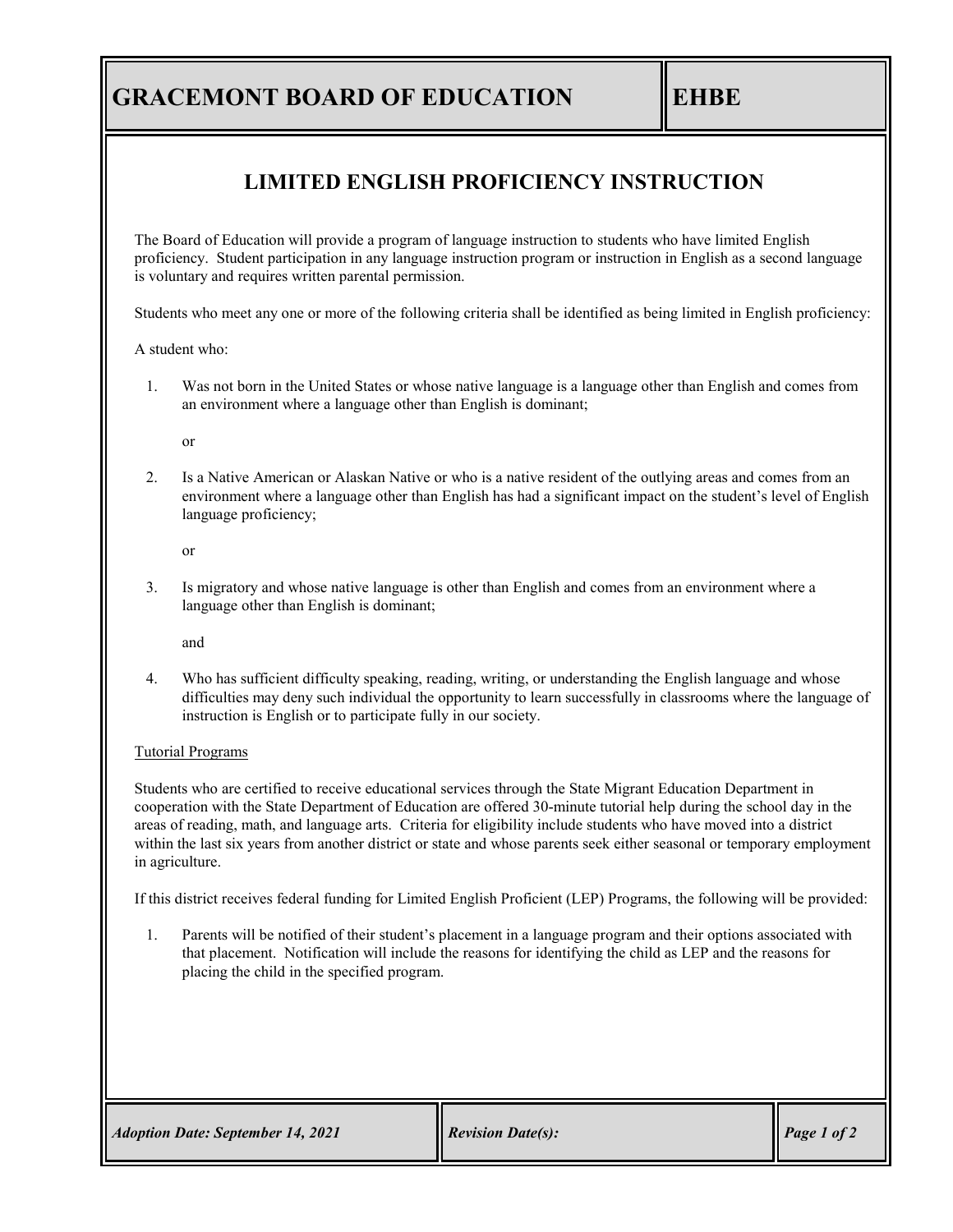# GRACEMONT BOARD OF EDUCATION

**EHBE**

## LIMITED ENGLISH PROFICIENCY INSTRUCTION

The Board of Education will provide a program of language instruction to students who have limited English proficiency. Student participation in any language instruction program or instruction in English as a second language is voluntary and requires written parental permission.

Students who meet any one or more of the following criteria shall be identified as being limited in English proficiency:

A student who:

1. Was not born in the United States or whose native language is a language other than English and comes from an environment where a language other than English is dominant;

   or

2. Is a Native American or Alaskan Native or who is a native resident of the outlying areas and comes from an environment where a language other than English has had a significant impact on the student's level of English language proficiency;

   or

3. Is migratory and whose native language is other than English and comes from an environment where a language other than English is dominant;

   and

4. Who has sufficient difficulty speaking, reading, writing, or understanding the English language and whose difficulties may deny such individual the opportunity to learn successfully in classrooms where the language of instruction is English or to participate fully in our society.

<u>Tutorial Programs</u>

Students who are certified to receive educational services through the State Migrant Education Department in cooperation with the State Department of Education are offered 30-minute tutorial help during the school day in the areas of reading, math, and language arts. Criteria for eligibility include students who have moved into a district within the last six years from another district or state and whose parents seek either seasonal or temporary employment in agriculture.

If this district receives federal funding for Limited English Proficient (LEP) Programs, the following will be provided:

1. Parents will be notified of their student's placement in a language program and their options associated with that placement. Notification will include the reasons for identifying the child as LEP and the reasons for placing the child in the specified program.

*Adoption Date: September 14, 2021* | *Revision Date(s):*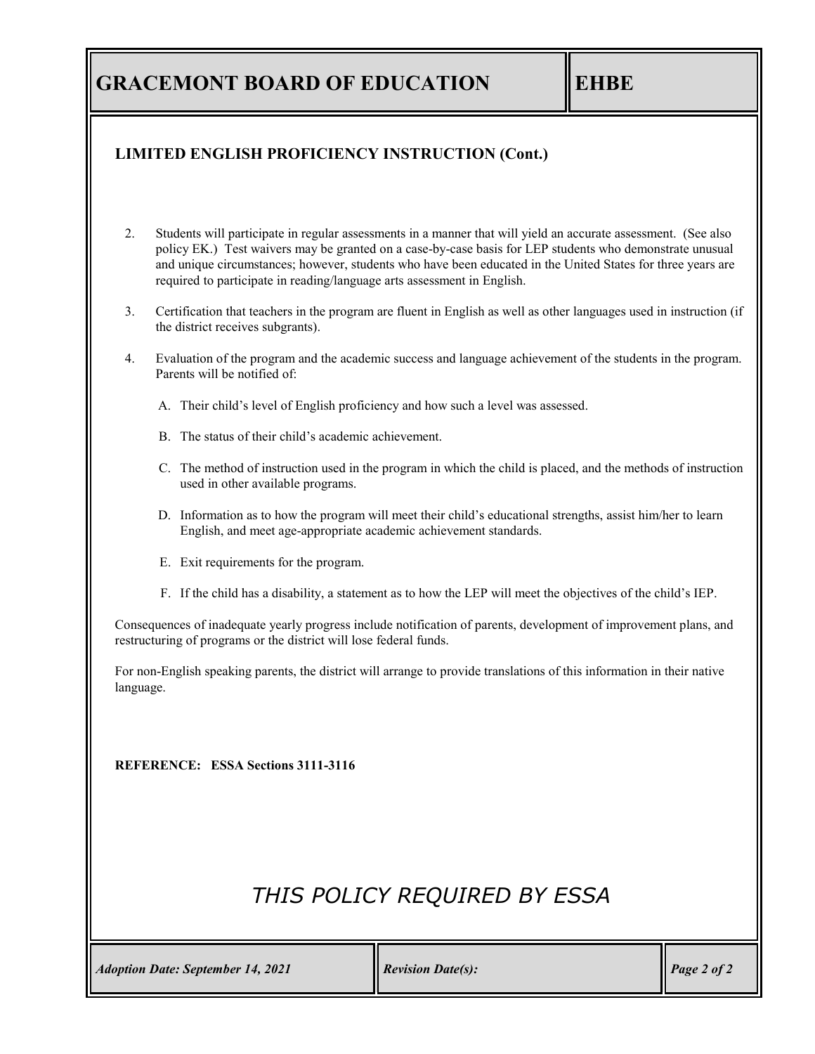## LIMITED ENGLISH PROFICIENCY INSTRUCTION (Cont.)

2. Students will participate in regular assessments in a manner that will yield an accurate assessment. (See also policy EK.) Test waivers may be granted on a case-by-case basis for LEP students who demonstrate unusual and unique circumstances; however, students who have been educated in the United States for three years are required to participate in reading/language arts assessment in English.

3. Certification that teachers in the program are fluent in English as well as other languages used in instruction (if the district receives subgrants).

4. Evaluation of the program and the academic success and language achievement of the students in the program. Parents will be notified of:

   A. Their child's level of English proficiency and how such a level was assessed.

   B. The status of their child's academic achievement.

   C. The method of instruction used in the program in which the child is placed, and the methods of instruction used in other available programs.

   D. Information as to how the program will meet their child's educational strengths, assist him/her to learn English, and meet age-appropriate academic achievement standards.

   E. Exit requirements for the program.

   F. If the child has a disability, a statement as to how the LEP will meet the objectives of the child's IEP.

Consequences of inadequate yearly progress include notification of parents, development of improvement plans, and restructuring of programs or the district will lose federal funds.

For non-English speaking parents, the district will arrange to provide translations of this information in their native language.

**REFERENCE: ESSA Sections 3111-3116**

*THIS POLICY REQUIRED BY ESSA*

| | | |
|---|---|---|
| ***Adoption Date: September 14, 2021*** | ***Revision Date(s):*** | |